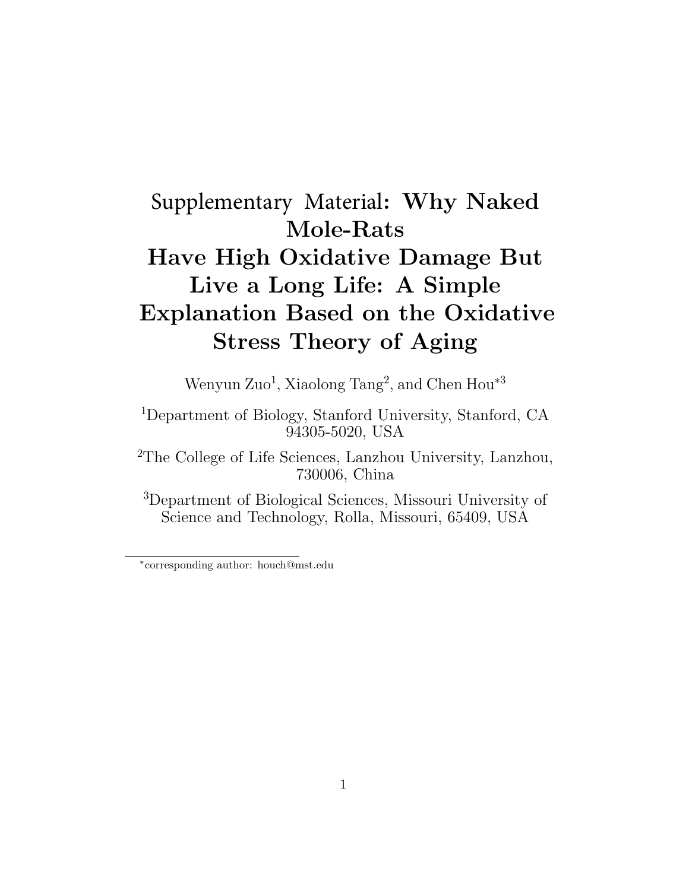# Supplementary Material: Why Naked Mole-Rats Have High Oxidative Damage But Live a Long Life: A Simple Explanation Based on the Oxidative Stress Theory of Aging

Wenyun Zuo[1], Xiaolong Tang[2], and Chen Hou*[3]

[1]Department of Biology, Stanford University, Stanford, CA 94305-5020, USA

[2]The College of Life Sciences, Lanzhou University, Lanzhou, 730006, China

[3]Department of Biological Sciences, Missouri University of Science and Technology, Rolla, Missouri, 65409, USA

*corresponding author: houch@mst.edu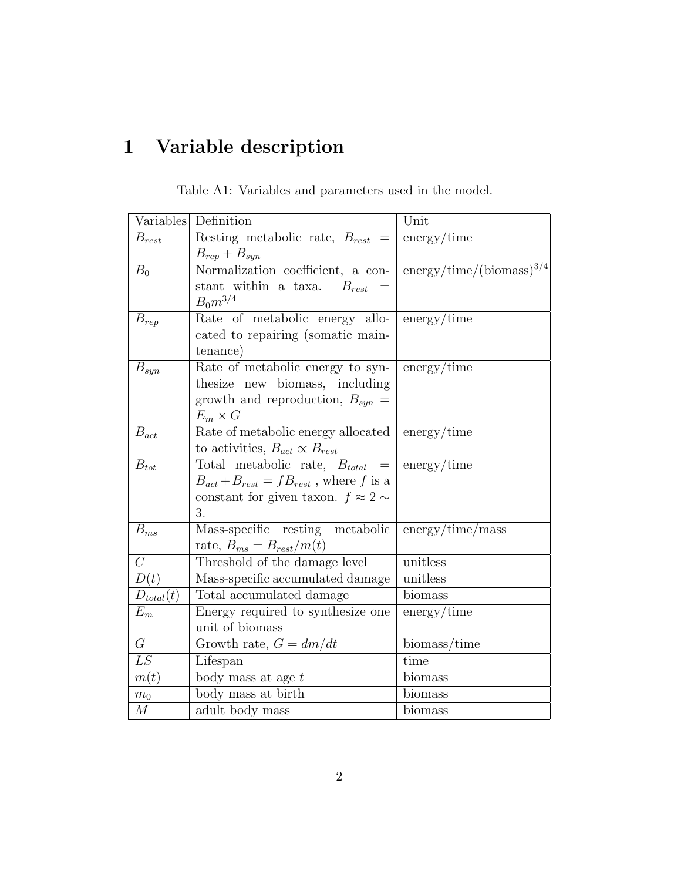# 1 Variable description

Table A1: Variables and parameters used in the model.

| Variables | Definition | Unit |
|---|---|---|
| $B_{rest}$ | Resting metabolic rate, $B_{rest} = B_{rep} + B_{syn}$ | energy/time |
| $B_0$ | Normalization coefficient, a constant within a taxa. $B_{rest} = B_0 m^{3/4}$ | energy/time/(biomass)$^{3/4}$ |
| $B_{rep}$ | Rate of metabolic energy allocated to repairing (somatic maintenance) | energy/time |
| $B_{syn}$ | Rate of metabolic energy to synthesize new biomass, including growth and reproduction, $B_{syn} = E_m \times G$ | energy/time |
| $B_{act}$ | Rate of metabolic energy allocated to activities, $B_{act} \propto B_{rest}$ | energy/time |
| $B_{tot}$ | Total metabolic rate, $B_{total} = B_{act} + B_{rest} = f B_{rest}$ , where $f$ is a constant for given taxon. $f \approx 2 \sim 3$. | energy/time |
| $B_{ms}$ | Mass-specific resting metabolic rate, $B_{ms} = B_{rest}/m(t)$ | energy/time/mass |
| $C$ | Threshold of the damage level | unitless |
| $D(t)$ | Mass-specific accumulated damage | unitless |
| $D_{total}(t)$ | Total accumulated damage | biomass |
| $E_m$ | Energy required to synthesize one unit of biomass | energy/time |
| $G$ | Growth rate, $G = dm/dt$ | biomass/time |
| $LS$ | Lifespan | time |
| $m(t)$ | body mass at age $t$ | biomass |
| $m_0$ | body mass at birth | biomass |
| $M$ | adult body mass | biomass |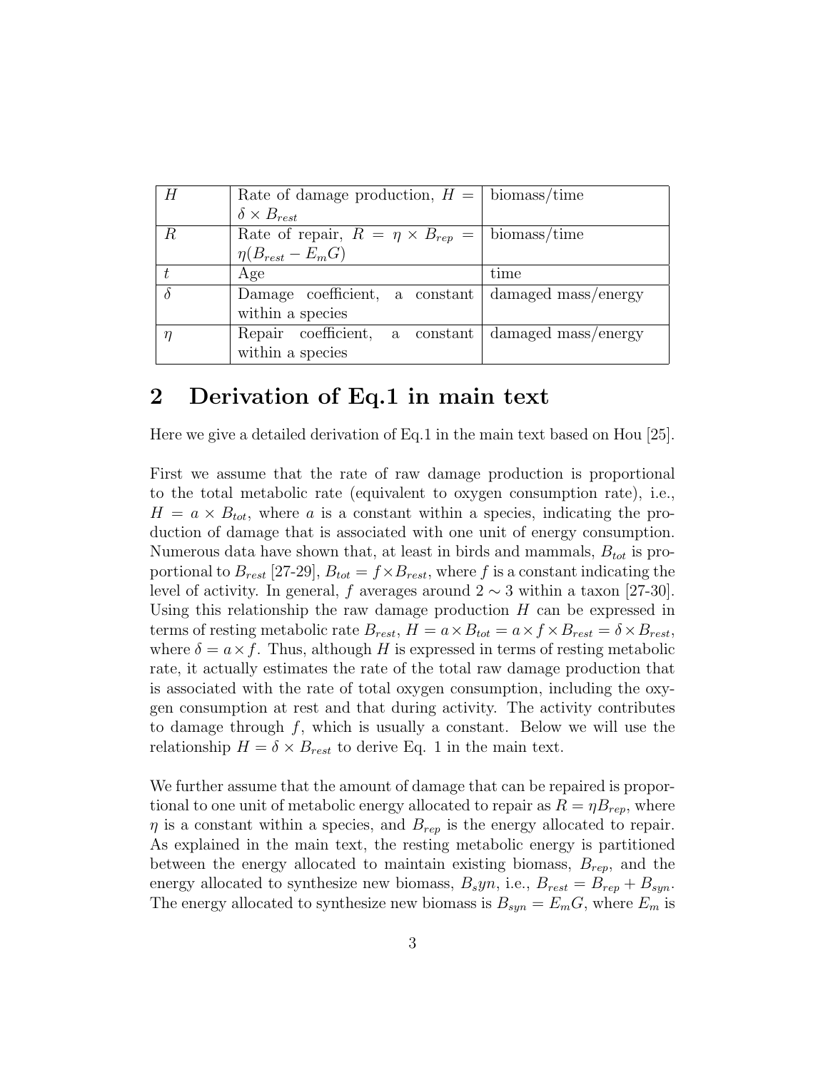| | | |
|---|---|---|
| $H$ | Rate of damage production, $H = \delta \times B_{rest}$ | biomass/time |
| $R$ | Rate of repair, $R = \eta \times B_{rep} = \eta(B_{rest} - E_m G)$ | biomass/time |
| $t$ | Age | time |
| $\delta$ | Damage coefficient, a constant within a species | damaged mass/energy |
| $\eta$ | Repair coefficient, a constant within a species | damaged mass/energy |

## 2 Derivation of Eq.1 in main text

Here we give a detailed derivation of Eq.1 in the main text based on Hou [25].

First we assume that the rate of raw damage production is proportional to the total metabolic rate (equivalent to oxygen consumption rate), i.e., $H = a \times B_{tot}$, where $a$ is a constant within a species, indicating the production of damage that is associated with one unit of energy consumption. Numerous data have shown that, at least in birds and mammals, $B_{tot}$ is proportional to $B_{rest}$ [27-29], $B_{tot} = f \times B_{rest}$, where $f$ is a constant indicating the level of activity. In general, $f$ averages around $2 \sim 3$ within a taxon [27-30]. Using this relationship the raw damage production $H$ can be expressed in terms of resting metabolic rate $B_{rest}$, $H = a \times B_{tot} = a \times f \times B_{rest} = \delta \times B_{rest}$, where $\delta = a \times f$. Thus, although $H$ is expressed in terms of resting metabolic rate, it actually estimates the rate of the total raw damage production that is associated with the rate of total oxygen consumption, including the oxygen consumption at rest and that during activity. The activity contributes to damage through $f$, which is usually a constant. Below we will use the relationship $H = \delta \times B_{rest}$ to derive Eq. 1 in the main text.

We further assume that the amount of damage that can be repaired is proportional to one unit of metabolic energy allocated to repair as $R = \eta B_{rep}$, where $\eta$ is a constant within a species, and $B_{rep}$ is the energy allocated to repair. As explained in the main text, the resting metabolic energy is partitioned between the energy allocated to maintain existing biomass, $B_{rep}$, and the energy allocated to synthesize new biomass, $B_syn$, i.e., $B_{rest} = B_{rep} + B_{syn}$. The energy allocated to synthesize new biomass is $B_{syn} = E_m G$, where $E_m$ is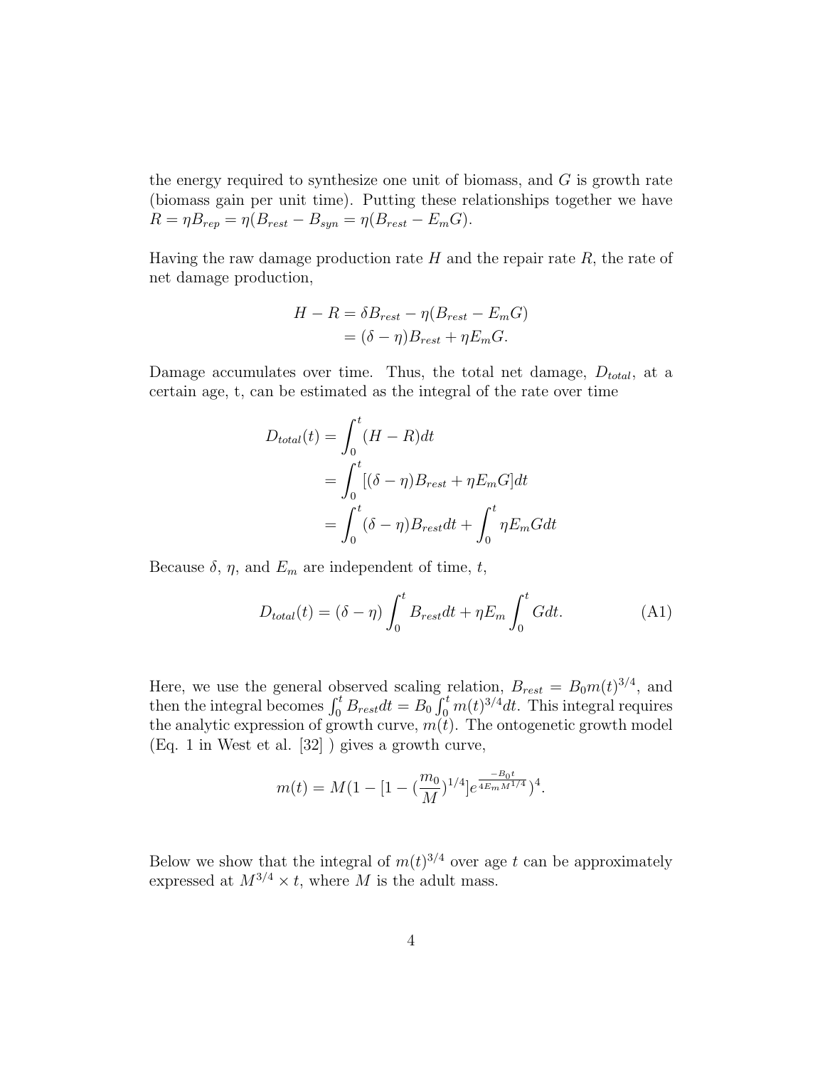the energy required to synthesize one unit of biomass, and $G$ is growth rate (biomass gain per unit time). Putting these relationships together we have $R = \eta B_{rep} = \eta(B_{rest} - B_{syn} = \eta(B_{rest} - E_m G)$.

Having the raw damage production rate $H$ and the repair rate $R$, the rate of net damage production,

$$
\begin{aligned}
H - R &= \delta B_{rest} - \eta(B_{rest} - E_m G) \\
&= (\delta - \eta)B_{rest} + \eta E_m G.
\end{aligned}
$$

Damage accumulates over time. Thus, the total net damage, $D_{total}$, at a certain age, t, can be estimated as the integral of the rate over time

$$
\begin{aligned}
D_{total}(t) &= \int_0^t (H - R)dt \\
&= \int_0^t [(\delta - \eta)B_{rest} + \eta E_m G]dt \\
&= \int_0^t (\delta - \eta)B_{rest}dt + \int_0^t \eta E_m G dt
\end{aligned}
$$

Because $\delta$, $\eta$, and $E_m$ are independent of time, $t$,

$$
D_{total}(t) = (\delta - \eta)\int_0^t B_{rest}dt + \eta E_m \int_0^t G dt. \tag{A1}
$$

Here, we use the general observed scaling relation, $B_{rest} = B_0 m(t)^{3/4}$, and then the integral becomes $\int_0^t B_{rest}dt = B_0 \int_0^t m(t)^{3/4}dt$. This integral requires the analytic expression of growth curve, $m(t)$. The ontogenetic growth model (Eq. 1 in West et al. [32] ) gives a growth curve,

$$
m(t) = M(1 - [1 - (\frac{m_0}{M})^{1/4}]e^{\frac{-B_0 t}{4E_m M^{1/4}}})^4.
$$

Below we show that the integral of $m(t)^{3/4}$ over age $t$ can be approximately expressed at $M^{3/4} \times t$, where $M$ is the adult mass.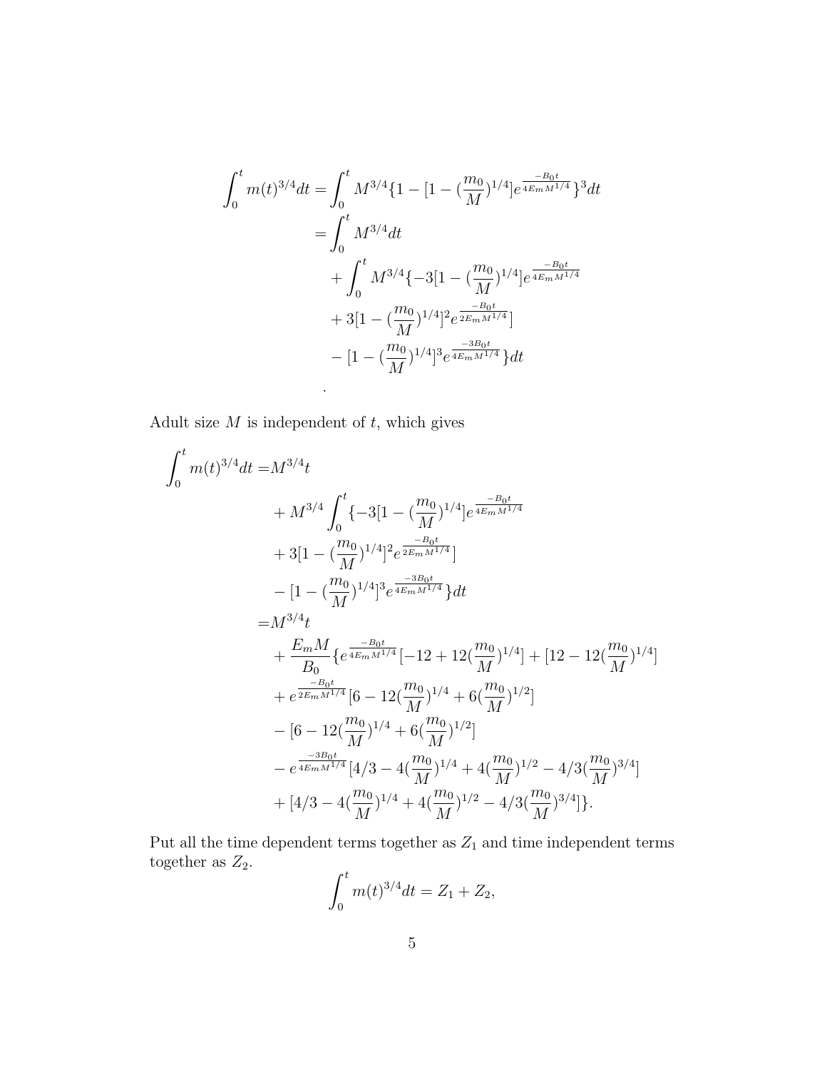$$
\begin{aligned}
\int_0^t m(t)^{3/4} dt =& \int_0^t M^{3/4}\{1 - [1 - (\frac{m_0}{M})^{1/4}]e^{\frac{-B_0 t}{4E_m M^{1/4}}}\}^3 dt \\
=& \int_0^t M^{3/4} dt \\
&+ \int_0^t M^{3/4}\{-3[1 - (\frac{m_0}{M})^{1/4}]e^{\frac{-B_0 t}{4E_m M^{1/4}}} \\
&+ 3[1 - (\frac{m_0}{M})^{1/4}]^2 e^{\frac{-B_0 t}{2E_m M^{1/4}}}] \\
&- [1 - (\frac{m_0}{M})^{1/4}]^3 e^{\frac{-3B_0 t}{4E_m M^{1/4}}}\} dt \\
.
\end{aligned}
$$

Adult size $M$ is independent of $t$, which gives

$$
\begin{aligned}
\int_0^t m(t)^{3/4} dt =& M^{3/4} t \\
&+ M^{3/4} \int_0^t \{-3[1 - (\frac{m_0}{M})^{1/4}]e^{\frac{-B_0 t}{4E_m M^{1/4}}} \\
&+ 3[1 - (\frac{m_0}{M})^{1/4}]^2 e^{\frac{-B_0 t}{2E_m M^{1/4}}}] \\
&- [1 - (\frac{m_0}{M})^{1/4}]^3 e^{\frac{-3B_0 t}{4E_m M^{1/4}}}\} dt \\
=& M^{3/4} t \\
&+ \frac{E_m M}{B_0}\{e^{\frac{-B_0 t}{4E_m M^{1/4}}}[-12 + 12(\frac{m_0}{M})^{1/4}] + [12 - 12(\frac{m_0}{M})^{1/4}] \\
&+ e^{\frac{-B_0 t}{2E_m M^{1/4}}}[6 - 12(\frac{m_0}{M})^{1/4} + 6(\frac{m_0}{M})^{1/2}] \\
&- [6 - 12(\frac{m_0}{M})^{1/4} + 6(\frac{m_0}{M})^{1/2}] \\
&- e^{\frac{-3B_0 t}{4E_m M^{1/4}}}[4/3 - 4(\frac{m_0}{M})^{1/4} + 4(\frac{m_0}{M})^{1/2} - 4/3(\frac{m_0}{M})^{3/4}] \\
&+ [4/3 - 4(\frac{m_0}{M})^{1/4} + 4(\frac{m_0}{M})^{1/2} - 4/3(\frac{m_0}{M})^{3/4}]\}.
\end{aligned}
$$

Put all the time dependent terms together as $Z_1$ and time independent terms together as $Z_2$.

$$
\int_0^t m(t)^{3/4} dt = Z_1 + Z_2,
$$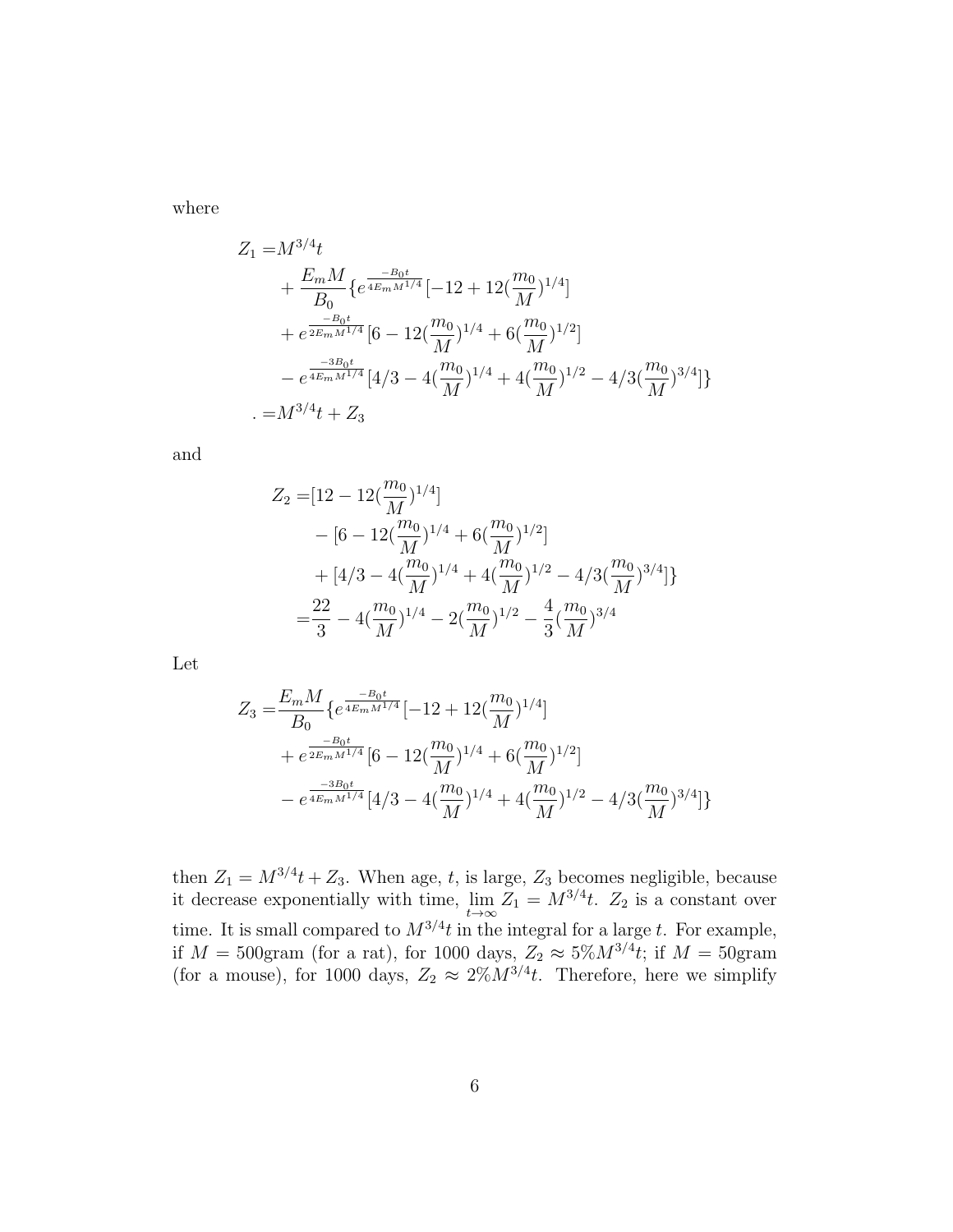where

$$
\begin{aligned}
Z_1 =& M^{3/4}t \\
&+ \frac{E_m M}{B_0}\{e^{\frac{-B_0 t}{4E_m M^{1/4}}}[-12 + 12(\frac{m_0}{M})^{1/4}] \\
&+ e^{\frac{-B_0 t}{2E_m M^{1/4}}}[6 - 12(\frac{m_0}{M})^{1/4} + 6(\frac{m_0}{M})^{1/2}] \\
&- e^{\frac{-3B_0 t}{4E_m M^{1/4}}}[4/3 - 4(\frac{m_0}{M})^{1/4} + 4(\frac{m_0}{M})^{1/2} - 4/3(\frac{m_0}{M})^{3/4}]\} \\
. =& M^{3/4}t + Z_3
\end{aligned}
$$

and

$$
\begin{aligned}
Z_2 =& [12 - 12(\frac{m_0}{M})^{1/4}] \\
&- [6 - 12(\frac{m_0}{M})^{1/4} + 6(\frac{m_0}{M})^{1/2}] \\
&+ [4/3 - 4(\frac{m_0}{M})^{1/4} + 4(\frac{m_0}{M})^{1/2} - 4/3(\frac{m_0}{M})^{3/4}]\} \\
=& \frac{22}{3} - 4(\frac{m_0}{M})^{1/4} - 2(\frac{m_0}{M})^{1/2} - \frac{4}{3}(\frac{m_0}{M})^{3/4}
\end{aligned}
$$

Let

$$
\begin{aligned}
Z_3 =& \frac{E_m M}{B_0}\{e^{\frac{-B_0 t}{4E_m M^{1/4}}}[-12 + 12(\frac{m_0}{M})^{1/4}] \\
&+ e^{\frac{-B_0 t}{2E_m M^{1/4}}}[6 - 12(\frac{m_0}{M})^{1/4} + 6(\frac{m_0}{M})^{1/2}] \\
&- e^{\frac{-3B_0 t}{4E_m M^{1/4}}}[4/3 - 4(\frac{m_0}{M})^{1/4} + 4(\frac{m_0}{M})^{1/2} - 4/3(\frac{m_0}{M})^{3/4}]\}
\end{aligned}
$$

then $Z_1 = M^{3/4}t + Z_3$. When age, $t$, is large, $Z_3$ becomes negligible, because it decrease exponentially with time, $\lim_{t\to\infty} Z_1 = M^{3/4}t$. $Z_2$ is a constant over time. It is small compared to $M^{3/4}t$ in the integral for a large $t$. For example, if $M = 500$gram (for a rat), for 1000 days, $Z_2 \approx 5\% M^{3/4}t$; if $M = 50$gram (for a mouse), for 1000 days, $Z_2 \approx 2\% M^{3/4}t$. Therefore, here we simplify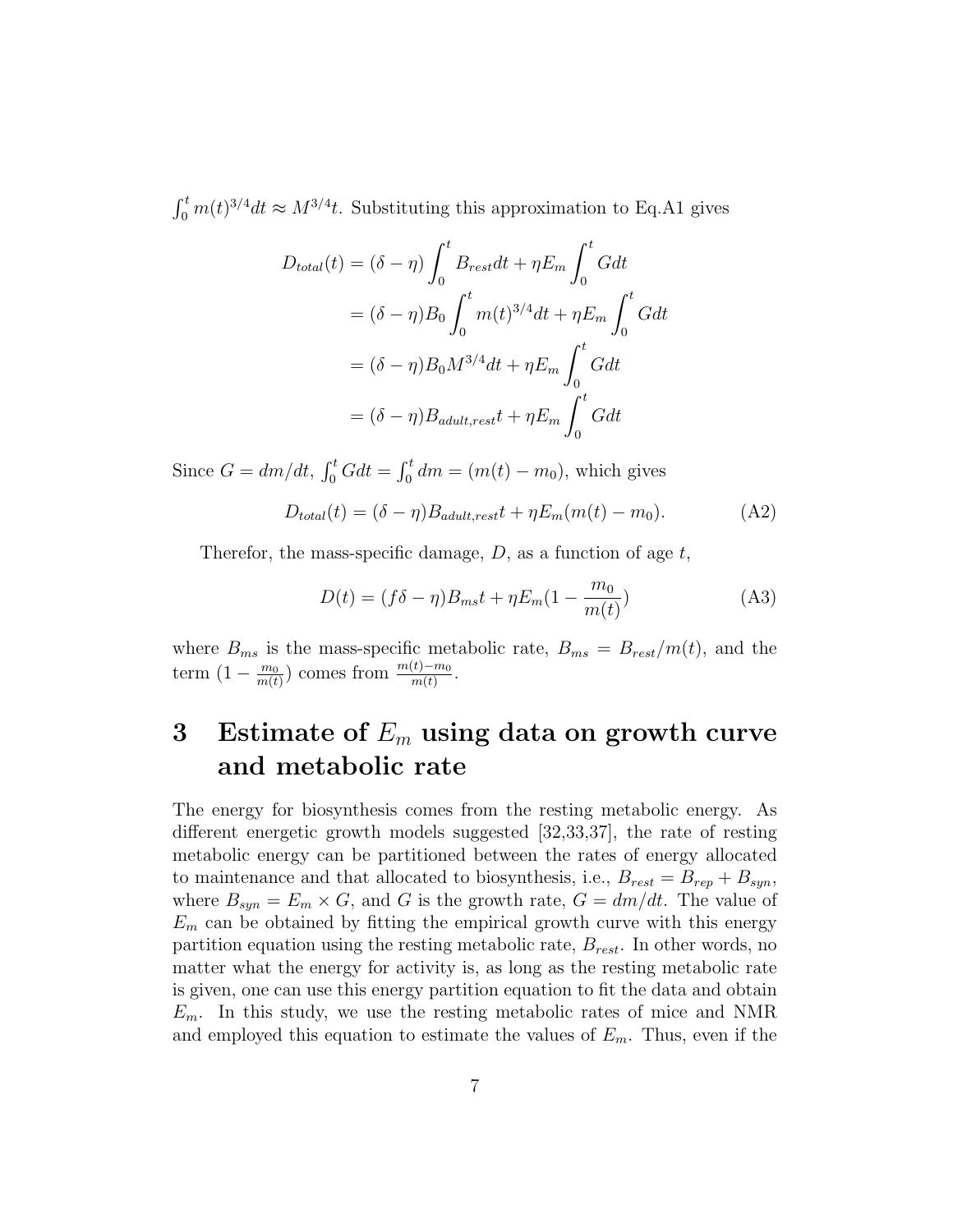$\int_0^t m(t)^{3/4}dt \approx M^{3/4}t$. Substituting this approximation to Eq.A1 gives

$$
\begin{aligned}
D_{total}(t) &= (\delta - \eta)\int_0^t B_{rest}dt + \eta E_m \int_0^t G dt \\
&= (\delta - \eta)B_0 \int_0^t m(t)^{3/4}dt + \eta E_m \int_0^t G dt \\
&= (\delta - \eta)B_0 M^{3/4}dt + \eta E_m \int_0^t G dt \\
&= (\delta - \eta)B_{adult,rest}t + \eta E_m \int_0^t G dt
\end{aligned}
$$

Since $G = dm/dt$, $\int_0^t G dt = \int_0^t dm = (m(t) - m_0)$, which gives

$$
D_{total}(t) = (\delta - \eta)B_{adult,rest}t + \eta E_m (m(t) - m_0). \tag{A2}
$$

Therefor, the mass-specific damage, $D$, as a function of age $t$,

$$
D(t) = (f\delta - \eta)B_{ms}t + \eta E_m(1 - \frac{m_0}{m(t)}) \tag{A3}
$$

where $B_{ms}$ is the mass-specific metabolic rate, $B_{ms} = B_{rest}/m(t)$, and the term $(1 - \frac{m_0}{m(t)})$ comes from $\frac{m(t)-m_0}{m(t)}$.

# 3 Estimate of $E_m$ using data on growth curve and metabolic rate

The energy for biosynthesis comes from the resting metabolic energy. As different energetic growth models suggested [32,33,37], the rate of resting metabolic energy can be partitioned between the rates of energy allocated to maintenance and that allocated to biosynthesis, i.e., $B_{rest} = B_{rep} + B_{syn}$, where $B_{syn} = E_m \times G$, and $G$ is the growth rate, $G = dm/dt$. The value of $E_m$ can be obtained by fitting the empirical growth curve with this energy partition equation using the resting metabolic rate, $B_{rest}$. In other words, no matter what the energy for activity is, as long as the resting metabolic rate is given, one can use this energy partition equation to fit the data and obtain $E_m$. In this study, we use the resting metabolic rates of mice and NMR and employed this equation to estimate the values of $E_m$. Thus, even if the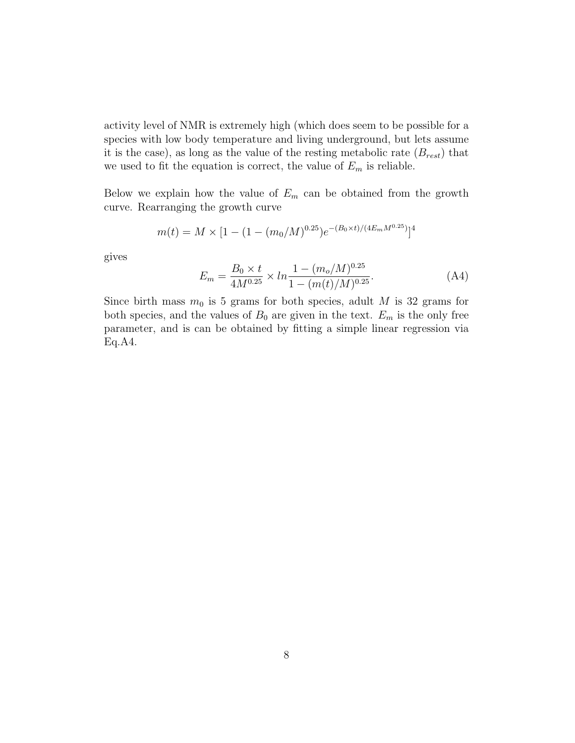activity level of NMR is extremely high (which does seem to be possible for a species with low body temperature and living underground, but lets assume it is the case), as long as the value of the resting metabolic rate ($B_{rest}$) that we used to fit the equation is correct, the value of $E_m$ is reliable.

Below we explain how the value of $E_m$ can be obtained from the growth curve. Rearranging the growth curve

$$m(t) = M \times [1 - (1 - (m_0/M)^{0.25})e^{-(B_0 \times t)/(4E_m M^{0.25})}]^4$$

gives

$$E_m = \frac{B_0 \times t}{4M^{0.25}} \times ln \frac{1 - (m_o/M)^{0.25}}{1 - (m(t)/M)^{0.25}}. \tag{A4}$$

Since birth mass $m_0$ is 5 grams for both species, adult $M$ is 32 grams for both species, and the values of $B_0$ are given in the text. $E_m$ is the only free parameter, and is can be obtained by fitting a simple linear regression via Eq.A4.